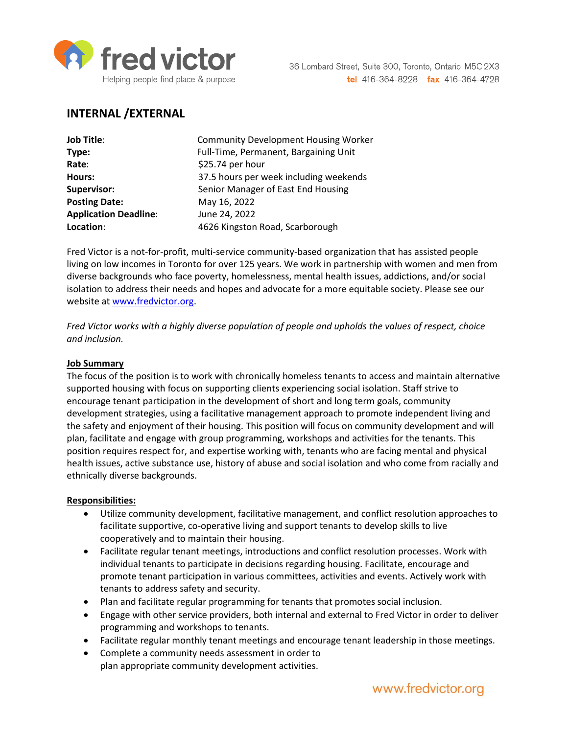fred victor
Helping people find place & purpose

36 Lombard Street, Suite 300, Toronto, Ontario M5C 2X3
**tel** 416-364-8228 **fax** 416-364-4728

## INTERNAL /EXTERNAL

| | |
|---|---|
| **Job Title**: | Community Development Housing Worker |
| **Type:** | Full-Time, Permanent, Bargaining Unit |
| **Rate**: | $25.74 per hour |
| **Hours:** | 37.5 hours per week including weekends |
| **Supervisor:** | Senior Manager of East End Housing |
| **Posting Date:** | May 16, 2022 |
| **Application Deadline**: | June 24, 2022 |
| **Location**: | 4626 Kingston Road, Scarborough |

Fred Victor is a not-for-profit, multi-service community-based organization that has assisted people living on low incomes in Toronto for over 125 years. We work in partnership with women and men from diverse backgrounds who face poverty, homelessness, mental health issues, addictions, and/or social isolation to address their needs and hopes and advocate for a more equitable society. Please see our website at www.fredvictor.org.

*Fred Victor works with a highly diverse population of people and upholds the values of respect, choice and inclusion.*

**Job Summary**

The focus of the position is to work with chronically homeless tenants to access and maintain alternative supported housing with focus on supporting clients experiencing social isolation. Staff strive to encourage tenant participation in the development of short and long term goals, community development strategies, using a facilitative management approach to promote independent living and the safety and enjoyment of their housing. This position will focus on community development and will plan, facilitate and engage with group programming, workshops and activities for the tenants. This position requires respect for, and expertise working with, tenants who are facing mental and physical health issues, active substance use, history of abuse and social isolation and who come from racially and ethnically diverse backgrounds.

**Responsibilities:**

- Utilize community development, facilitative management, and conflict resolution approaches to facilitate supportive, co-operative living and support tenants to develop skills to live cooperatively and to maintain their housing.
- Facilitate regular tenant meetings, introductions and conflict resolution processes. Work with individual tenants to participate in decisions regarding housing. Facilitate, encourage and promote tenant participation in various committees, activities and events. Actively work with tenants to address safety and security.
- Plan and facilitate regular programming for tenants that promotes social inclusion.
- Engage with other service providers, both internal and external to Fred Victor in order to deliver programming and workshops to tenants.
- Facilitate regular monthly tenant meetings and encourage tenant leadership in those meetings.
- Complete a community needs assessment in order to plan appropriate community development activities.

www.fredvictor.org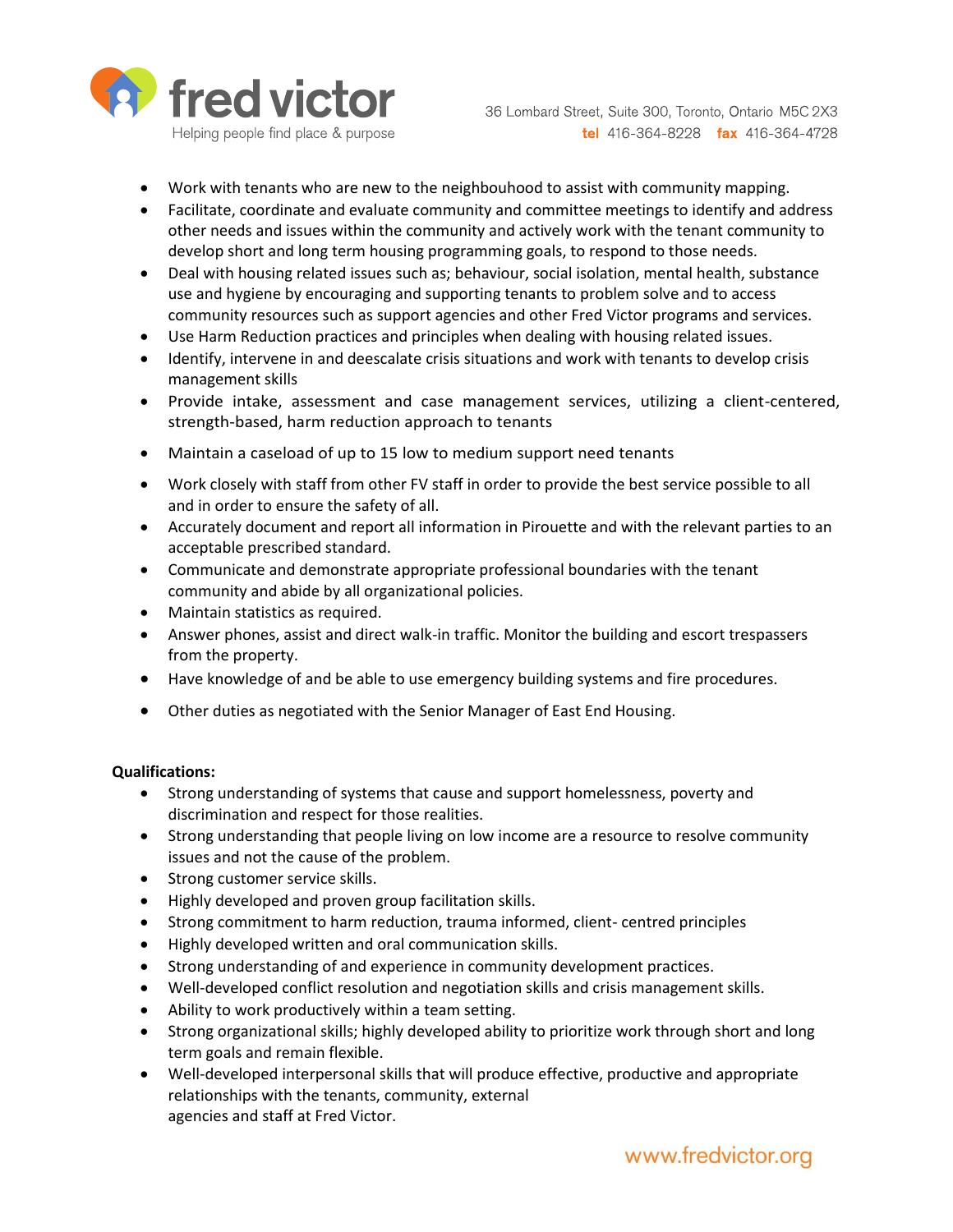- Work with tenants who are new to the neighbouhood to assist with community mapping.
- Facilitate, coordinate and evaluate community and committee meetings to identify and address other needs and issues within the community and actively work with the tenant community to develop short and long term housing programming goals, to respond to those needs.
- Deal with housing related issues such as; behaviour, social isolation, mental health, substance use and hygiene by encouraging and supporting tenants to problem solve and to access community resources such as support agencies and other Fred Victor programs and services.
- Use Harm Reduction practices and principles when dealing with housing related issues.
- Identify, intervene in and deescalate crisis situations and work with tenants to develop crisis management skills
- Provide intake, assessment and case management services, utilizing a client-centered, strength-based, harm reduction approach to tenants
- Maintain a caseload of up to 15 low to medium support need tenants
- Work closely with staff from other FV staff in order to provide the best service possible to all and in order to ensure the safety of all.
- Accurately document and report all information in Pirouette and with the relevant parties to an acceptable prescribed standard.
- Communicate and demonstrate appropriate professional boundaries with the tenant community and abide by all organizational policies.
- Maintain statistics as required.
- Answer phones, assist and direct walk-in traffic. Monitor the building and escort trespassers from the property.
- Have knowledge of and be able to use emergency building systems and fire procedures.
- Other duties as negotiated with the Senior Manager of East End Housing.

**Qualifications:**

- Strong understanding of systems that cause and support homelessness, poverty and discrimination and respect for those realities.
- Strong understanding that people living on low income are a resource to resolve community issues and not the cause of the problem.
- Strong customer service skills.
- Highly developed and proven group facilitation skills.
- Strong commitment to harm reduction, trauma informed, client- centred principles
- Highly developed written and oral communication skills.
- Strong understanding of and experience in community development practices.
- Well-developed conflict resolution and negotiation skills and crisis management skills.
- Ability to work productively within a team setting.
- Strong organizational skills; highly developed ability to prioritize work through short and long term goals and remain flexible.
- Well-developed interpersonal skills that will produce effective, productive and appropriate relationships with the tenants, community, external agencies and staff at Fred Victor.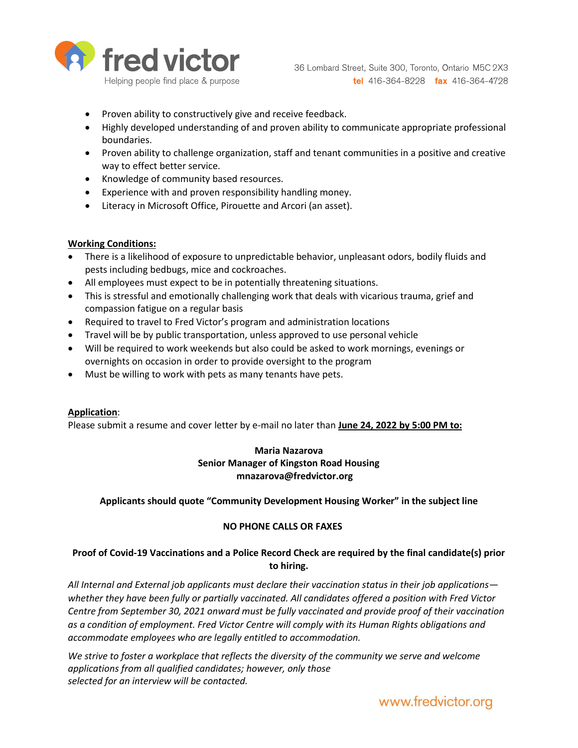- Proven ability to constructively give and receive feedback.
- Highly developed understanding of and proven ability to communicate appropriate professional boundaries.
- Proven ability to challenge organization, staff and tenant communities in a positive and creative way to effect better service.
- Knowledge of community based resources.
- Experience with and proven responsibility handling money.
- Literacy in Microsoft Office, Pirouette and Arcori (an asset).

**Working Conditions:**

- There is a likelihood of exposure to unpredictable behavior, unpleasant odors, bodily fluids and pests including bedbugs, mice and cockroaches.
- All employees must expect to be in potentially threatening situations.
- This is stressful and emotionally challenging work that deals with vicarious trauma, grief and compassion fatigue on a regular basis
- Required to travel to Fred Victor's program and administration locations
- Travel will be by public transportation, unless approved to use personal vehicle
- Will be required to work weekends but also could be asked to work mornings, evenings or overnights on occasion in order to provide oversight to the program
- Must be willing to work with pets as many tenants have pets.

**Application**:

Please submit a resume and cover letter by e-mail no later than **June 24, 2022 by 5:00 PM to:**

**Maria Nazarova**
**Senior Manager of Kingston Road Housing**
**mnazarova@fredvictor.org**

**Applicants should quote "Community Development Housing Worker" in the subject line**

**NO PHONE CALLS OR FAXES**

**Proof of Covid-19 Vaccinations and a Police Record Check are required by the final candidate(s) prior to hiring.**

*All Internal and External job applicants must declare their vaccination status in their job applications—whether they have been fully or partially vaccinated. All candidates offered a position with Fred Victor Centre from September 30, 2021 onward must be fully vaccinated and provide proof of their vaccination as a condition of employment. Fred Victor Centre will comply with its Human Rights obligations and accommodate employees who are legally entitled to accommodation.*

*We strive to foster a workplace that reflects the diversity of the community we serve and welcome applications from all qualified candidates; however, only those selected for an interview will be contacted.*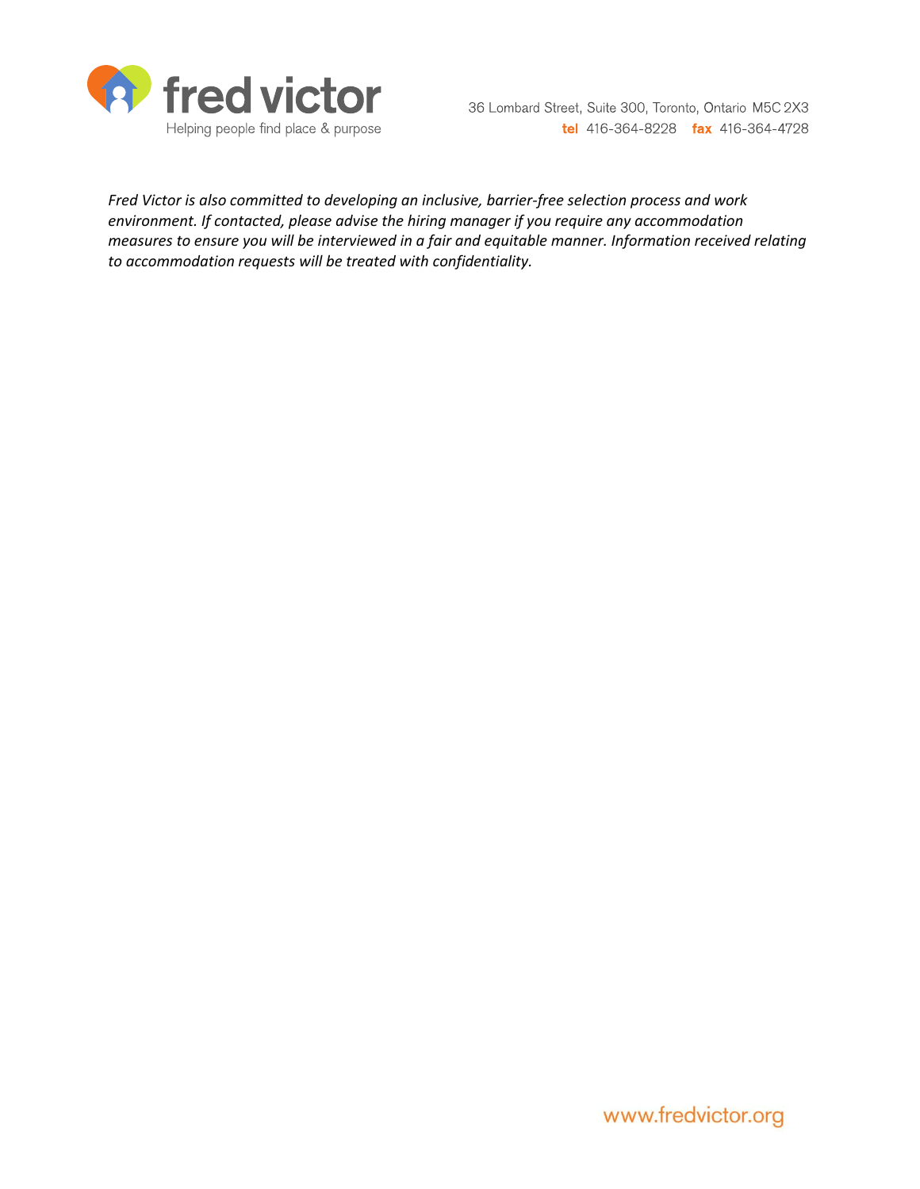*Fred Victor is also committed to developing an inclusive, barrier-free selection process and work environment. If contacted, please advise the hiring manager if you require any accommodation measures to ensure you will be interviewed in a fair and equitable manner. Information received relating to accommodation requests will be treated with confidentiality.*